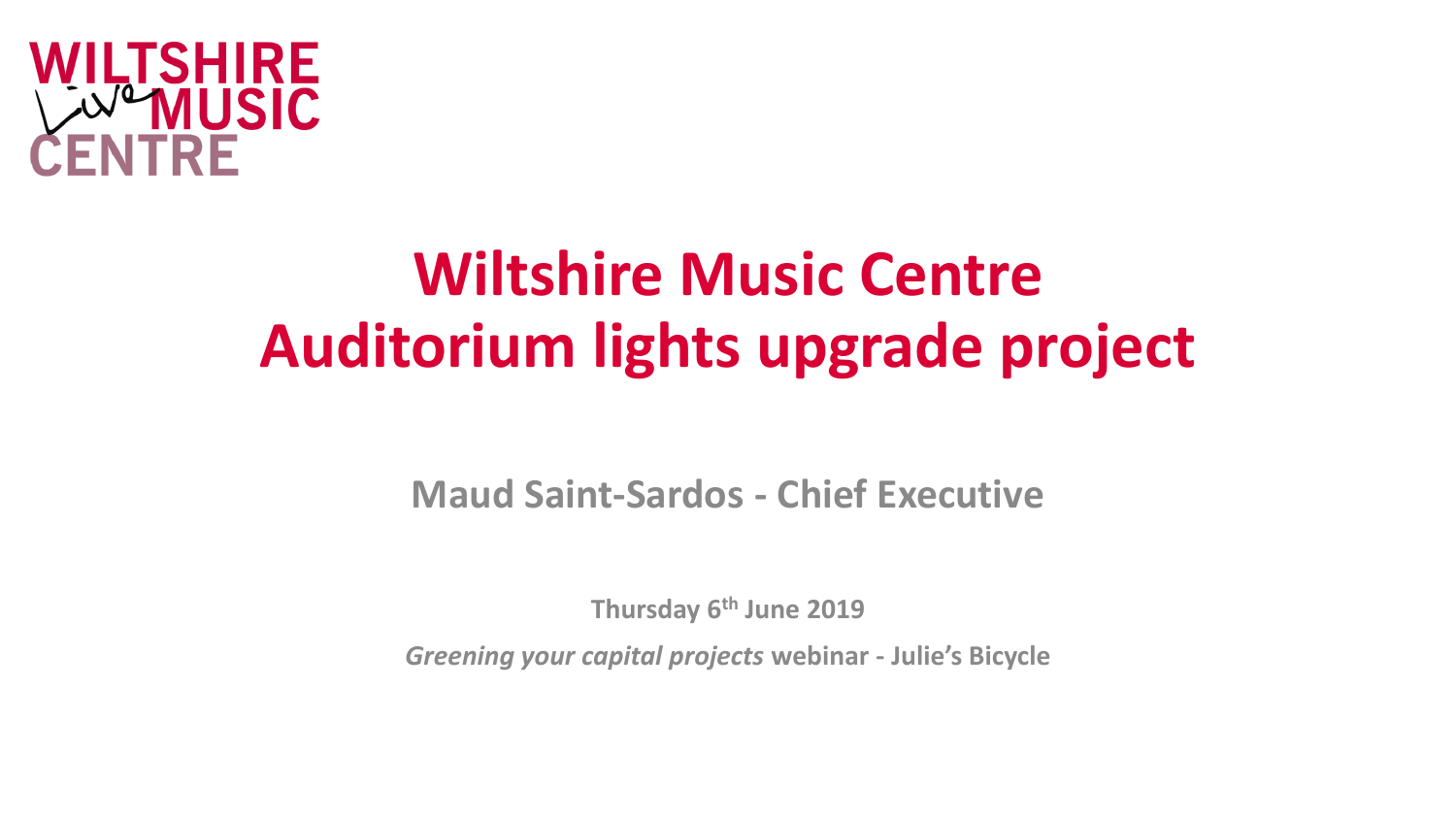WILTSHIRE Live MUSIC CENTRE

# Wiltshire Music Centre
# Auditorium lights upgrade project

**Maud Saint-Sardos - Chief Executive**

**Thursday 6th June 2019**

***Greening your capital projects* webinar - Julie's Bicycle**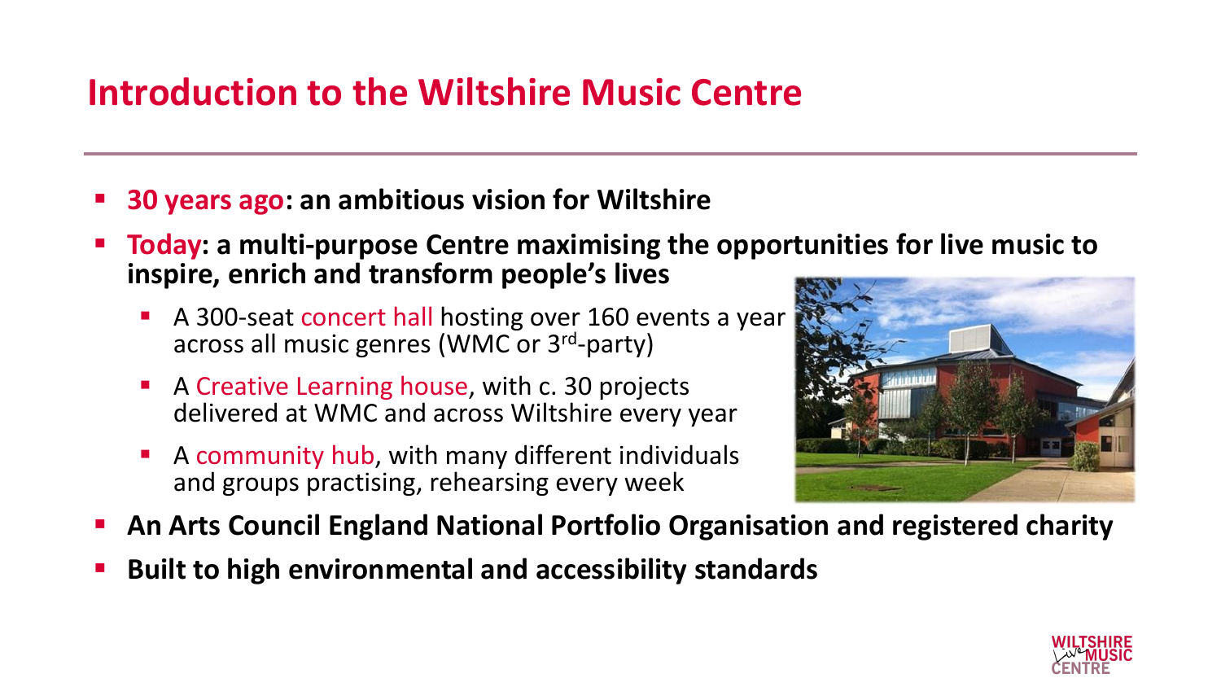# Introduction to the Wiltshire Music Centre

- **30 years ago: an ambitious vision for Wiltshire**
- **Today: a multi-purpose Centre maximising the opportunities for live music to inspire, enrich and transform people's lives**
  - A 300-seat concert hall hosting over 160 events a year across all music genres (WMC or 3rd-party)
  - A Creative Learning house, with c. 30 projects delivered at WMC and across Wiltshire every year
  - A community hub, with many different individuals and groups practising, rehearsing every week
- **An Arts Council England National Portfolio Organisation and registered charity**
- **Built to high environmental and accessibility standards**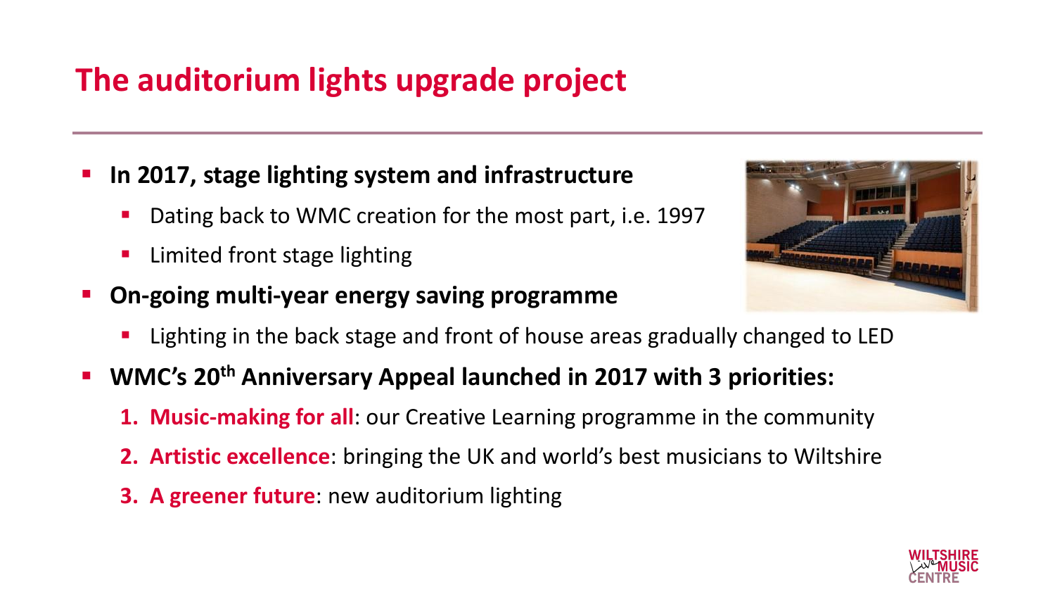# The auditorium lights upgrade project

- **In 2017, stage lighting system and infrastructure**
  - Dating back to WMC creation for the most part, i.e. 1997
  - Limited front stage lighting
- **On-going multi-year energy saving programme**
  - Lighting in the back stage and front of house areas gradually changed to LED
- **WMC's 20th Anniversary Appeal launched in 2017 with 3 priorities:**
  1. **Music-making for all**: our Creative Learning programme in the community
  2. **Artistic excellence**: bringing the UK and world's best musicians to Wiltshire
  3. **A greener future**: new auditorium lighting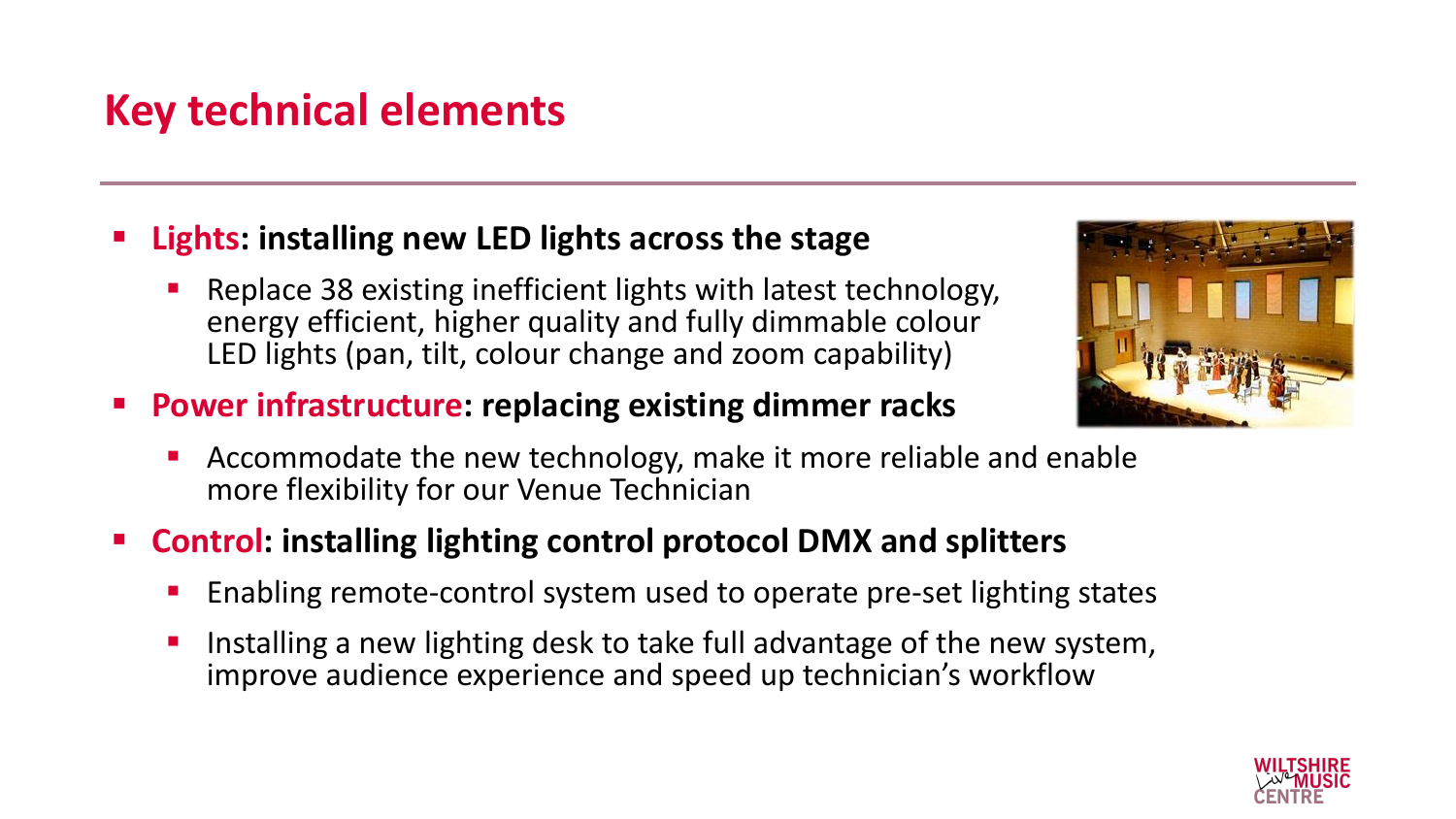# Key technical elements

- **Lights: installing new LED lights across the stage**
  - Replace 38 existing inefficient lights with latest technology, energy efficient, higher quality and fully dimmable colour LED lights (pan, tilt, colour change and zoom capability)
- **Power infrastructure: replacing existing dimmer racks**
  - Accommodate the new technology, make it more reliable and enable more flexibility for our Venue Technician
- **Control: installing lighting control protocol DMX and splitters**
  - Enabling remote-control system used to operate pre-set lighting states
  - Installing a new lighting desk to take full advantage of the new system, improve audience experience and speed up technician's workflow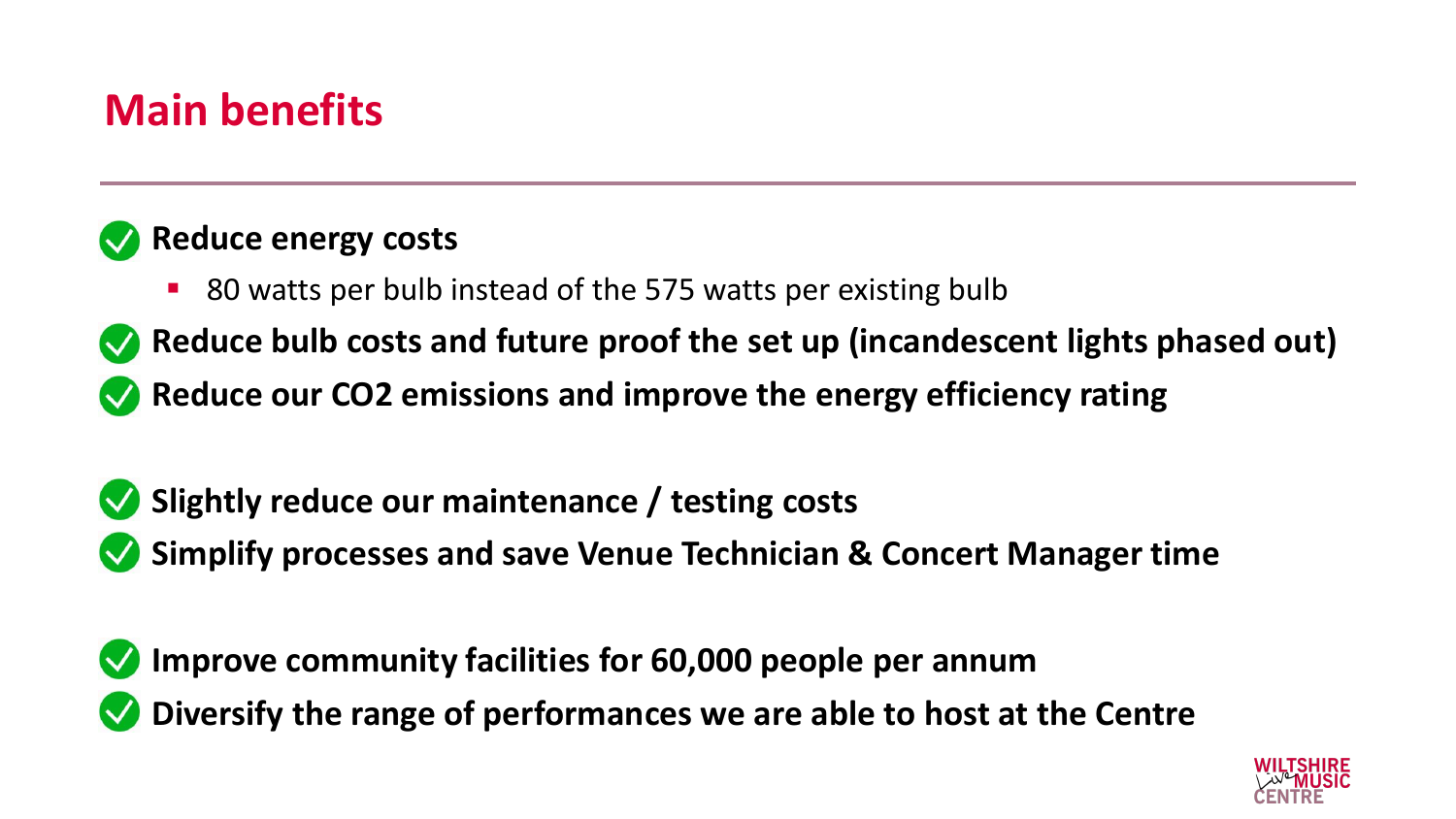## Main benefits

- **Reduce energy costs**
  - 80 watts per bulb instead of the 575 watts per existing bulb
- **Reduce bulb costs and future proof the set up (incandescent lights phased out)**
- **Reduce our $CO_2$ emissions and improve the energy efficiency rating**

- **Slightly reduce our maintenance / testing costs**
- **Simplify processes and save Venue Technician & Concert Manager time**

- **Improve community facilities for 60,000 people per annum**
- **Diversify the range of performances we are able to host at the Centre**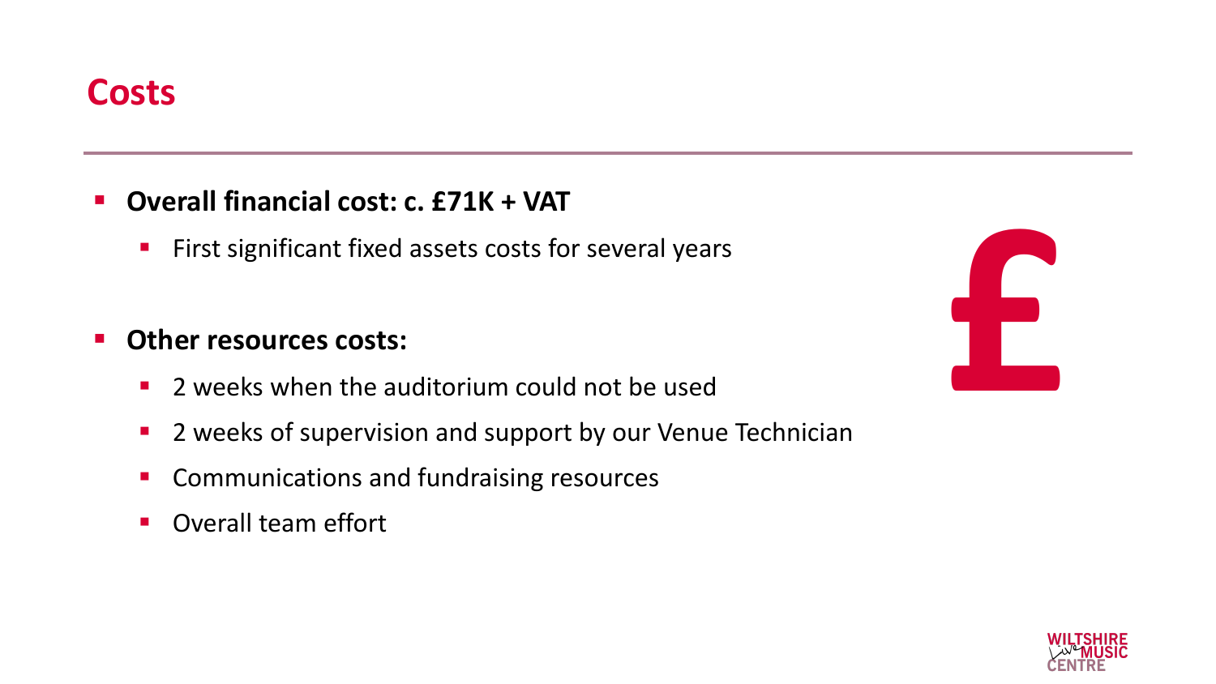# Costs

- **Overall financial cost: c. £71K + VAT**
  - First significant fixed assets costs for several years
- **Other resources costs:**
  - 2 weeks when the auditorium could not be used
  - 2 weeks of supervision and support by our Venue Technician
  - Communications and fundraising resources
  - Overall team effort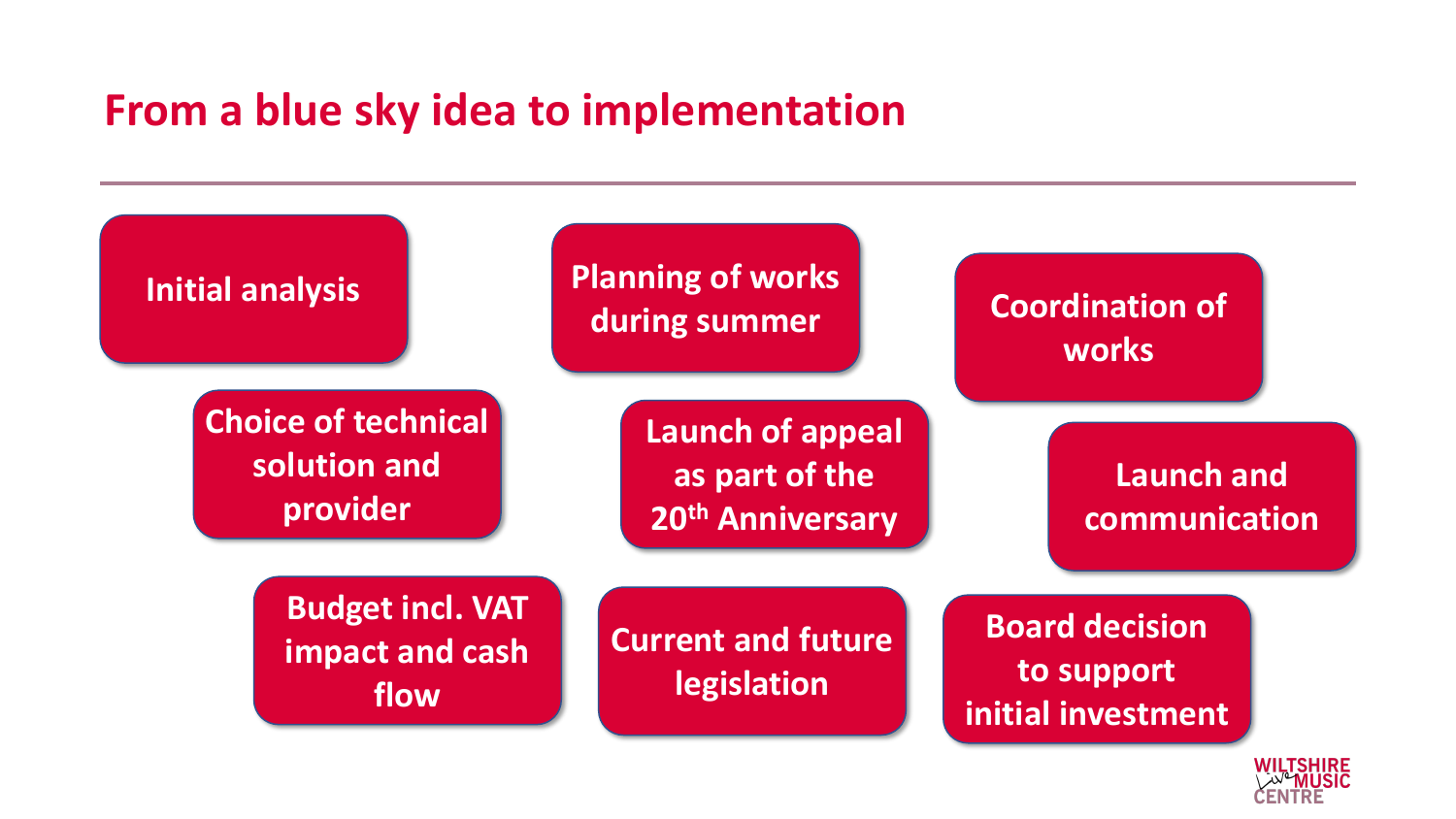# From a blue sky idea to implementation

- Initial analysis
- Choice of technical solution and provider
- Budget incl. VAT impact and cash flow
- Planning of works during summer
- Launch of appeal as part of the 20th Anniversary
- Current and future legislation
- Coordination of works
- Launch and communication
- Board decision to support initial investment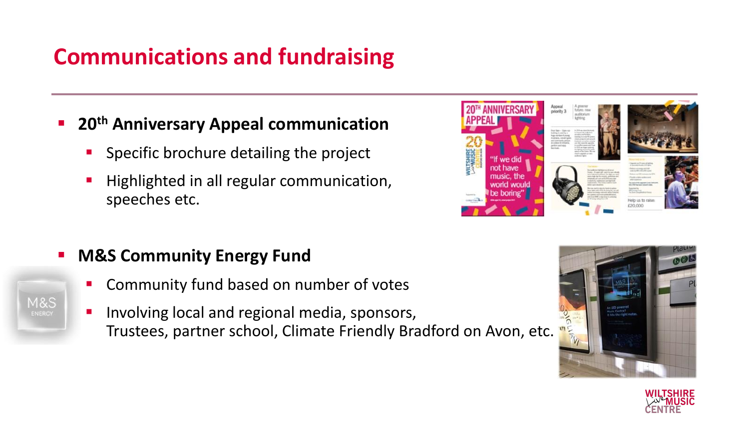# Communications and fundraising

- **20th Anniversary Appeal communication**
  - Specific brochure detailing the project
  - Highlighted in all regular communication, speeches etc.

- **M&S Community Energy Fund**
  - Community fund based on number of votes
  - Involving local and regional media, sponsors, Trustees, partner school, Climate Friendly Bradford on Avon, etc.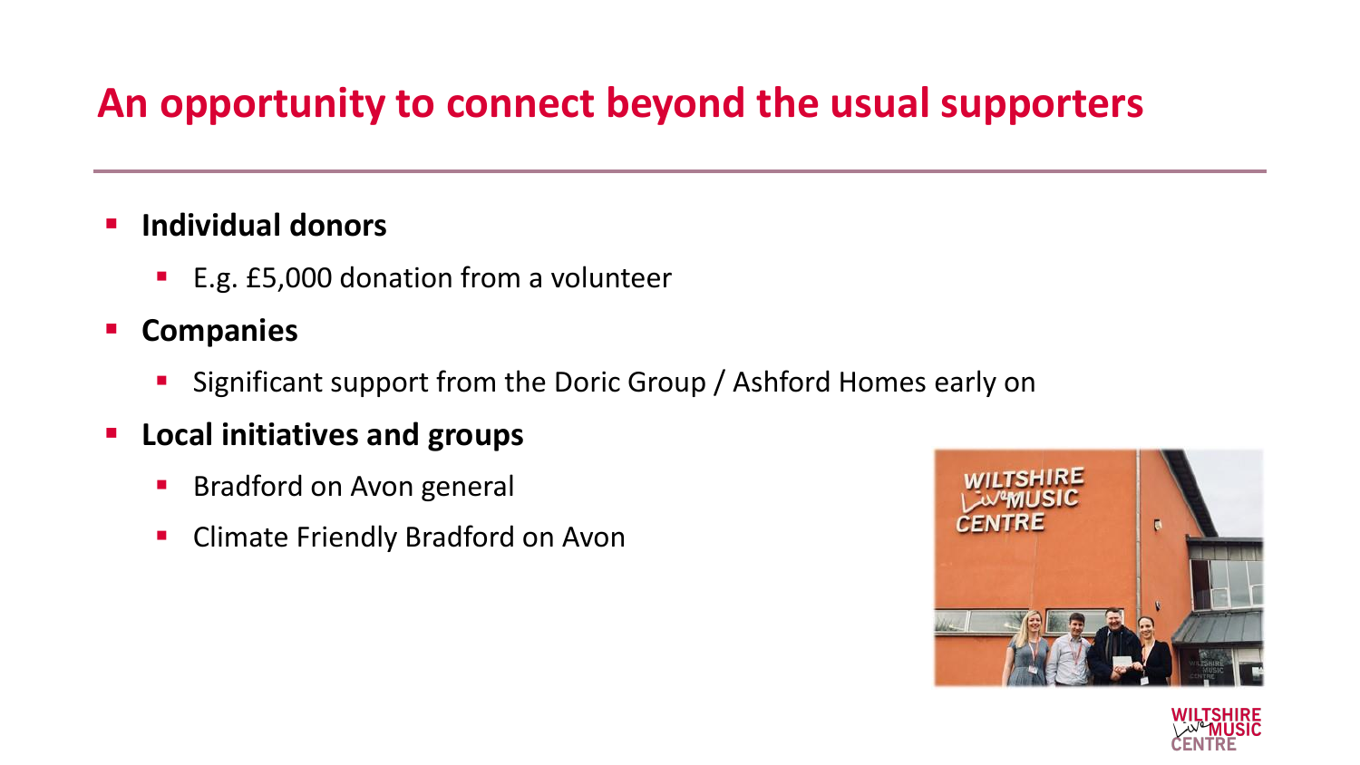# An opportunity to connect beyond the usual supporters

- **Individual donors**
  - E.g. £5,000 donation from a volunteer
- **Companies**
  - Significant support from the Doric Group / Ashford Homes early on
- **Local initiatives and groups**
  - Bradford on Avon general
  - Climate Friendly Bradford on Avon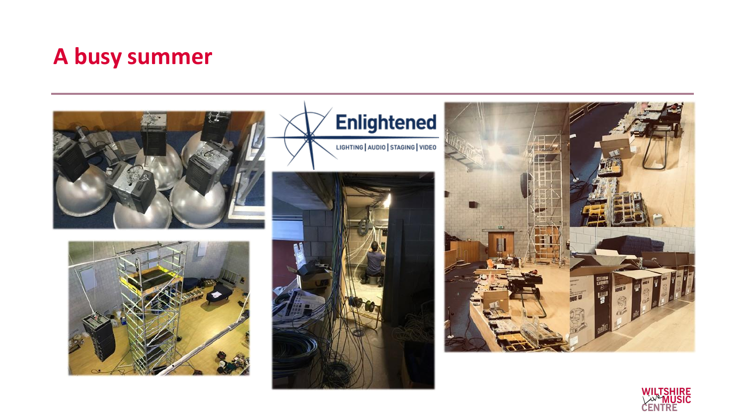# A busy summer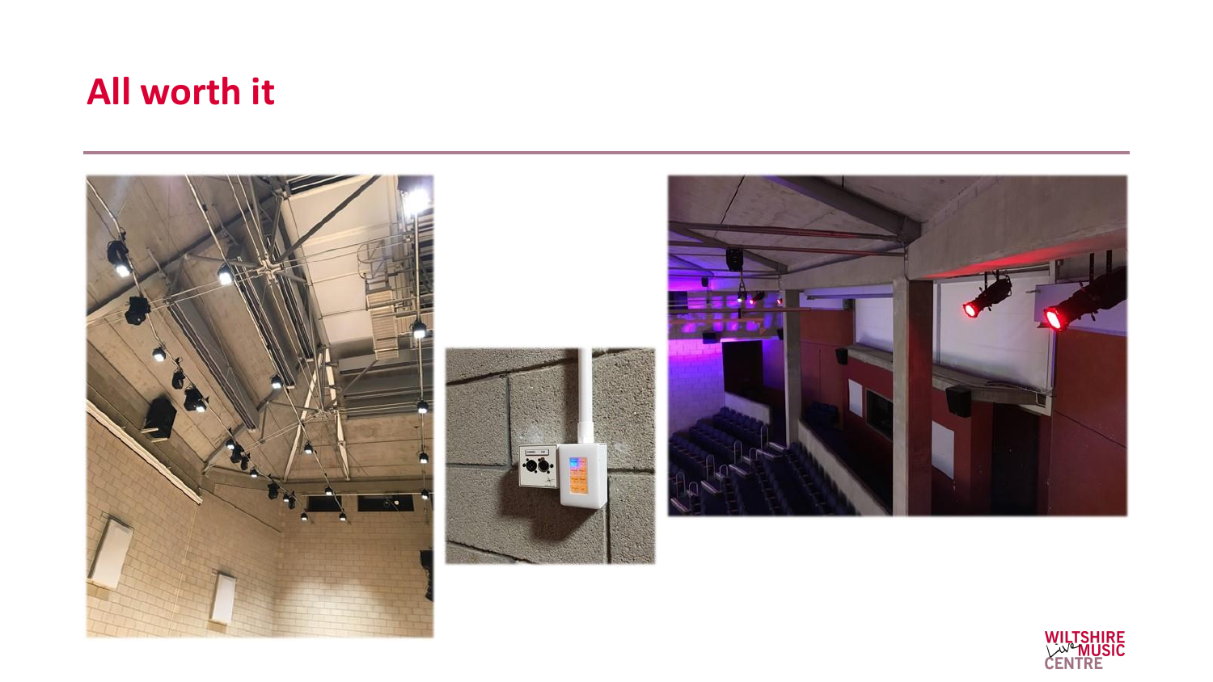## All worth it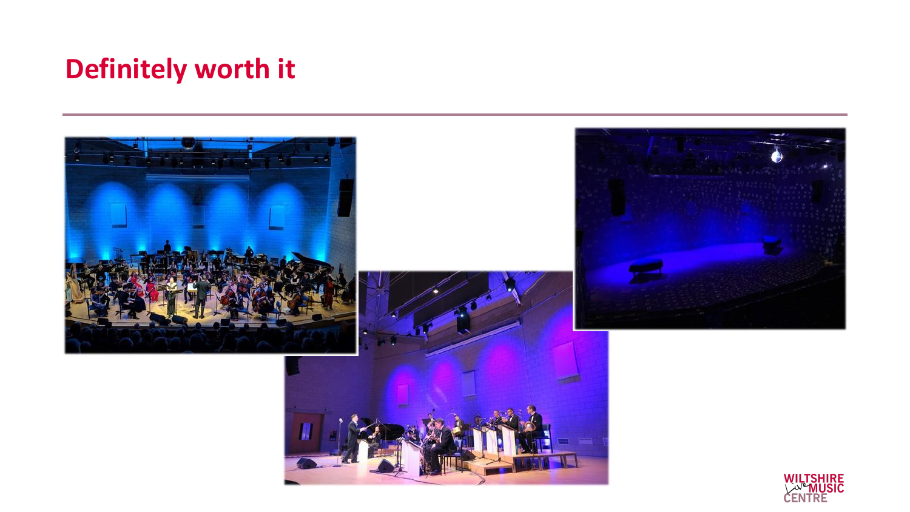# Definitely worth it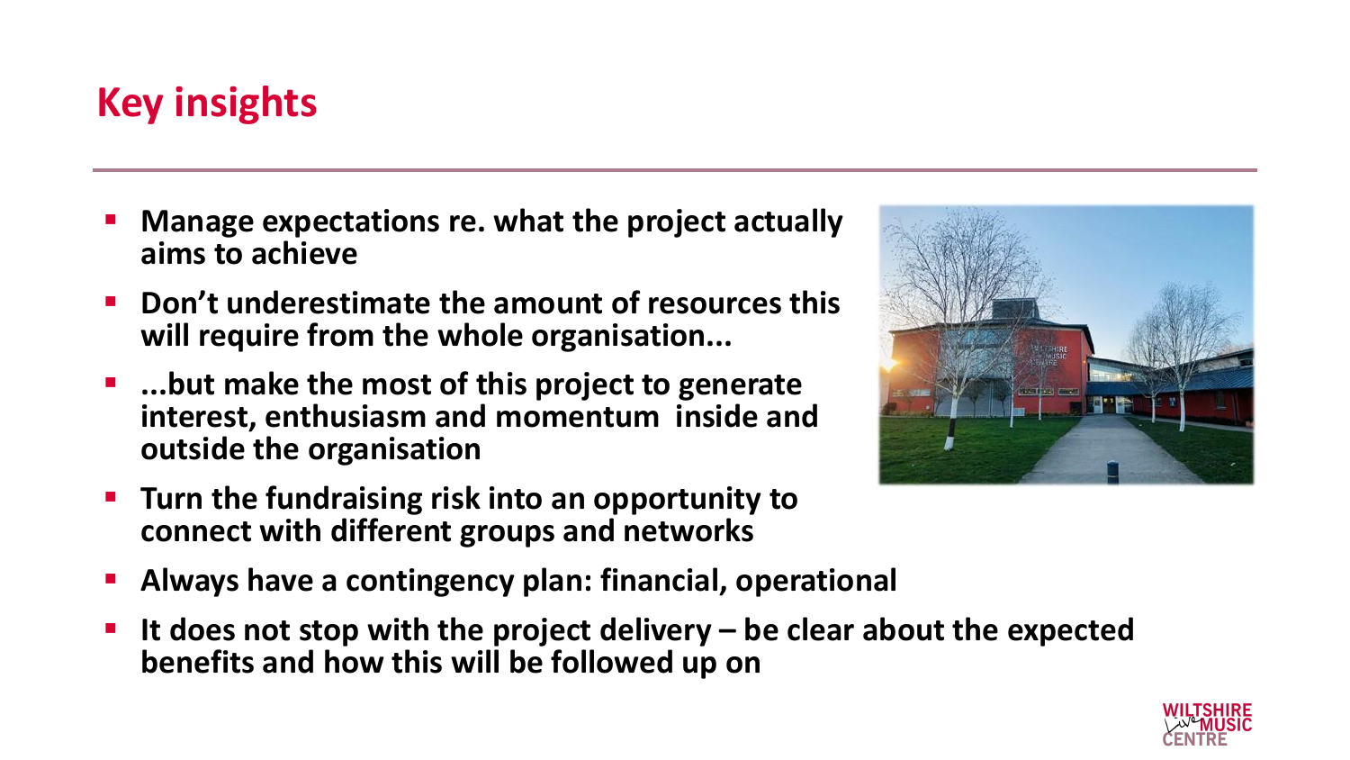# Key insights

- **Manage expectations re. what the project actually aims to achieve**
- **Don't underestimate the amount of resources this will require from the whole organisation...**
- **...but make the most of this project to generate interest, enthusiasm and momentum inside and outside the organisation**
- **Turn the fundraising risk into an opportunity to connect with different groups and networks**
- **Always have a contingency plan: financial, operational**
- **It does not stop with the project delivery – be clear about the expected benefits and how this will be followed up on**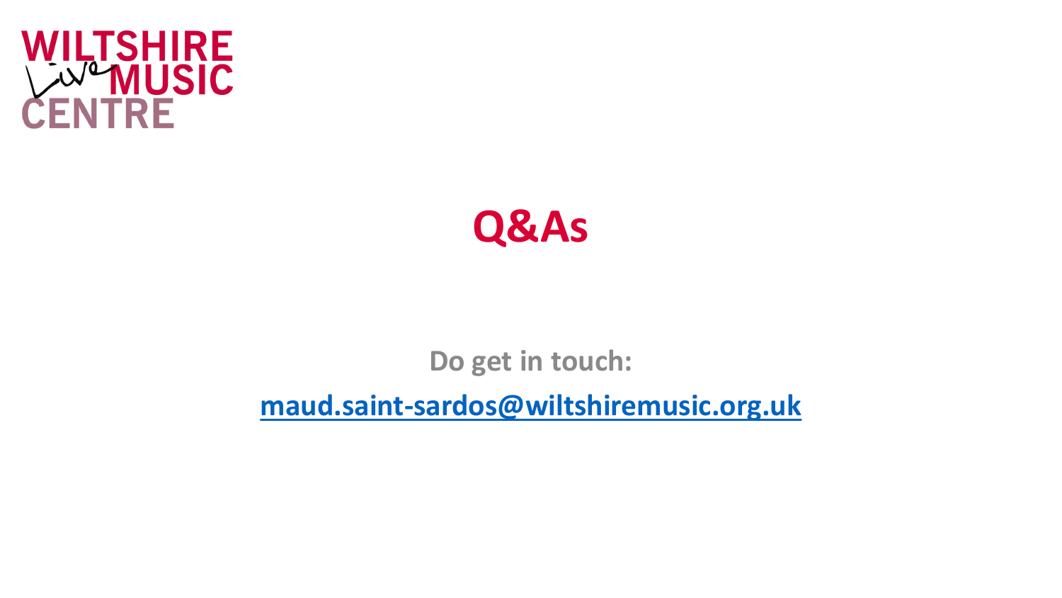WILTSHIRE Live MUSIC CENTRE

# Q&As

**Do get in touch:**

**maud.saint-sardos@wiltshiremusic.org.uk**